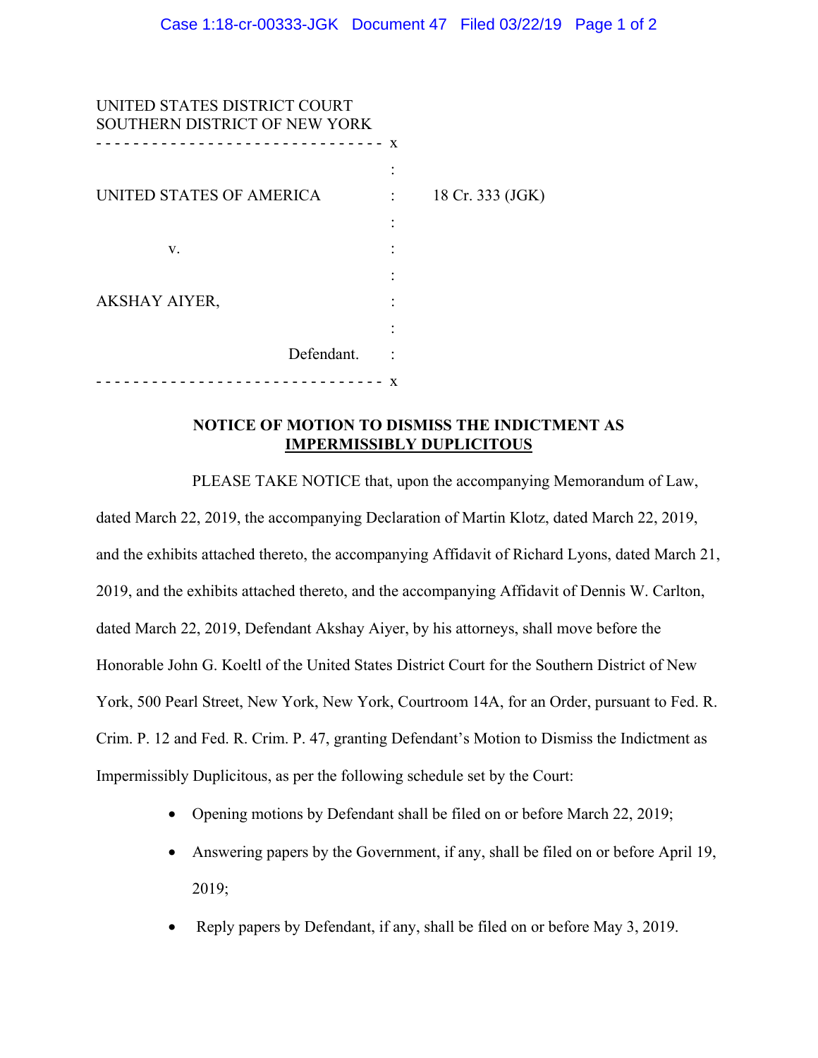UNITED STATES DISTRICT COURT
SOUTHERN DISTRICT OF NEW YORK

| | |
|---|---|
| UNITED STATES OF AMERICA | 18 Cr. 333 (JGK) |
| v. | |
| AKSHAY AIYER, | |
| Defendant. | |

**NOTICE OF MOTION TO DISMISS THE INDICTMENT AS IMPERMISSIBLY DUPLICITOUS**

PLEASE TAKE NOTICE that, upon the accompanying Memorandum of Law, dated March 22, 2019, the accompanying Declaration of Martin Klotz, dated March 22, 2019, and the exhibits attached thereto, the accompanying Affidavit of Richard Lyons, dated March 21, 2019, and the exhibits attached thereto, and the accompanying Affidavit of Dennis W. Carlton, dated March 22, 2019, Defendant Akshay Aiyer, by his attorneys, shall move before the Honorable John G. Koeltl of the United States District Court for the Southern District of New York, 500 Pearl Street, New York, New York, Courtroom 14A, for an Order, pursuant to Fed. R. Crim. P. 12 and Fed. R. Crim. P. 47, granting Defendant's Motion to Dismiss the Indictment as Impermissibly Duplicitous, as per the following schedule set by the Court:

- Opening motions by Defendant shall be filed on or before March 22, 2019;
- Answering papers by the Government, if any, shall be filed on or before April 19, 2019;
- Reply papers by Defendant, if any, shall be filed on or before May 3, 2019.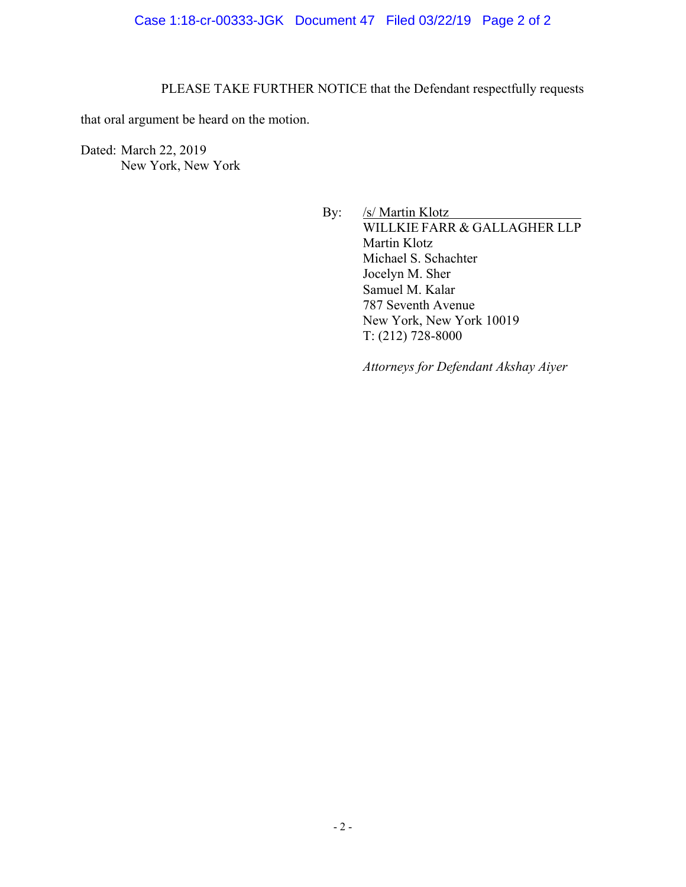PLEASE TAKE FURTHER NOTICE that the Defendant respectfully requests that oral argument be heard on the motion.

Dated: March 22, 2019
New York, New York

By: /s/ Martin Klotz
WILLKIE FARR & GALLAGHER LLP
Martin Klotz
Michael S. Schachter
Jocelyn M. Sher
Samuel M. Kalar
787 Seventh Avenue
New York, New York 10019
T: (212) 728-8000

*Attorneys for Defendant Akshay Aiyer*